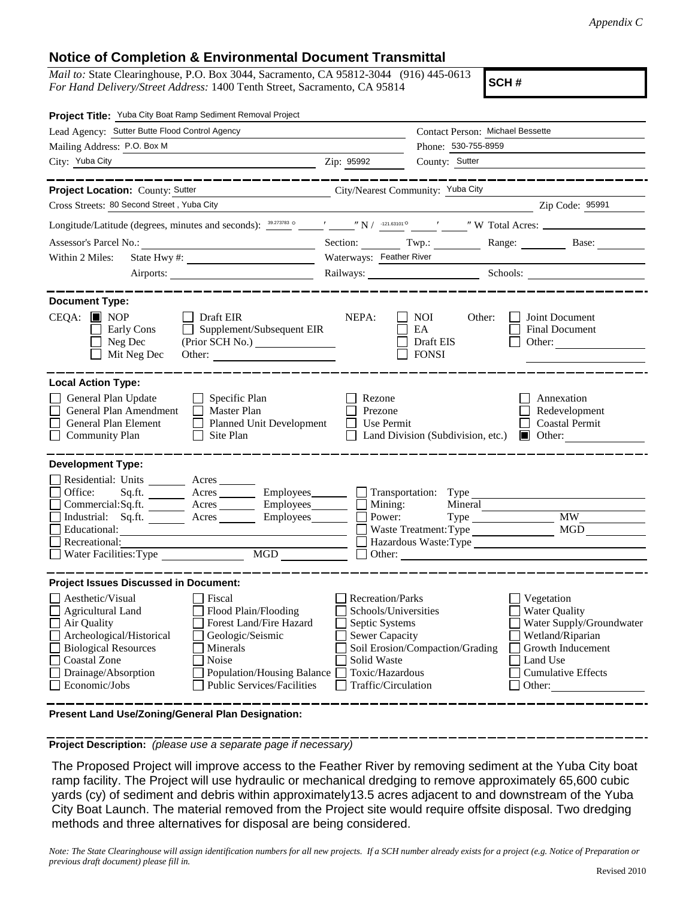*Appendix C*

## Notice of Completion & Environmental Document Transmittal

*Mail to:* State Clearinghouse, P.O. Box 3044, Sacramento, CA 95812-3044 (916) 445-0613
*For Hand Delivery/Street Address:* 1400 Tenth Street, Sacramento, CA 95814

**SCH #**

**Project Title:** Yuba City Boat Ramp Sediment Removal Project

Lead Agency: Sutter Butte Flood Control Agency
Contact Person: Michael Bessette
Mailing Address: P.O. Box M
Phone: 530-755-8959
City: Yuba City
Zip: 95992
County: Sutter

**Project Location:** County: Sutter
City/Nearest Community: Yuba City
Cross Streets: 80 Second Street , Yuba City
Zip Code: 95991

Longitude/Latitude (degrees, minutes and seconds): 39.273783 ° \_\_ ′ \_\_ ″ N / -121.63101 ° \_\_ ′ \_\_ ″ W Total Acres:

Assessor's Parcel No.: Section: Twp.: Range: Base:

Within 2 Miles: State Hwy #: Waterways: Feather River

Airports: Railways: Schools:

**Document Type:**

CEQA: ■ NOP ☐ Draft EIR ☐ Early Cons ☐ Supplement/Subsequent EIR ☐ Neg Dec (Prior SCH No.) ☐ Mit Neg Dec Other:

NEPA: ☐ NOI ☐ EA ☐ Draft EIS ☐ FONSI

Other: ☐ Joint Document ☐ Final Document ☐ Other:

**Local Action Type:**

☐ General Plan Update ☐ Specific Plan ☐ Rezone ☐ Annexation
☐ General Plan Amendment ☐ Master Plan ☐ Prezone ☐ Redevelopment
☐ General Plan Element ☐ Planned Unit Development ☐ Use Permit ☐ Coastal Permit
☐ Community Plan ☐ Site Plan ☐ Land Division (Subdivision, etc.) ■ Other:

**Development Type:**

☐ Residential: Units \_\_\_ Acres \_\_\_
☐ Office: Sq.ft. \_\_\_ Acres \_\_\_ Employees \_\_\_
☐ Commercial: Sq.ft. \_\_\_ Acres \_\_\_ Employees \_\_\_
☐ Industrial: Sq.ft. \_\_\_ Acres \_\_\_ Employees \_\_\_
☐ Educational:
☐ Recreational:
☐ Water Facilities: Type \_\_\_ MGD \_\_\_
☐ Transportation: Type
☐ Mining: Mineral
☐ Power: Type \_\_\_ MW
☐ Waste Treatment: Type \_\_\_ MGD
☐ Hazardous Waste: Type
☐ Other:

**Project Issues Discussed in Document:**

☐ Aesthetic/Visual ☐ Fiscal ☐ Recreation/Parks ☐ Vegetation
☐ Agricultural Land ☐ Flood Plain/Flooding ☐ Schools/Universities ☐ Water Quality
☐ Air Quality ☐ Forest Land/Fire Hazard ☐ Septic Systems ☐ Water Supply/Groundwater
☐ Archeological/Historical ☐ Geologic/Seismic ☐ Sewer Capacity ☐ Wetland/Riparian
☐ Biological Resources ☐ Minerals ☐ Soil Erosion/Compaction/Grading ☐ Growth Inducement
☐ Coastal Zone ☐ Noise ☐ Solid Waste ☐ Land Use
☐ Drainage/Absorption ☐ Population/Housing Balance ☐ Toxic/Hazardous ☐ Cumulative Effects
☐ Economic/Jobs ☐ Public Services/Facilities ☐ Traffic/Circulation ☐ Other:

**Present Land Use/Zoning/General Plan Designation:**

**Project Description:** *(please use a separate page if necessary)*

The Proposed Project will improve access to the Feather River by removing sediment at the Yuba City boat ramp facility. The Project will use hydraulic or mechanical dredging to remove approximately 65,600 cubic yards (cy) of sediment and debris within approximately13.5 acres adjacent to and downstream of the Yuba City Boat Launch. The material removed from the Project site would require offsite disposal. Two dredging methods and three alternatives for disposal are being considered.

*Note: The State Clearinghouse will assign identification numbers for all new projects. If a SCH number already exists for a project (e.g. Notice of Preparation or previous draft document) please fill in.*

Revised 2010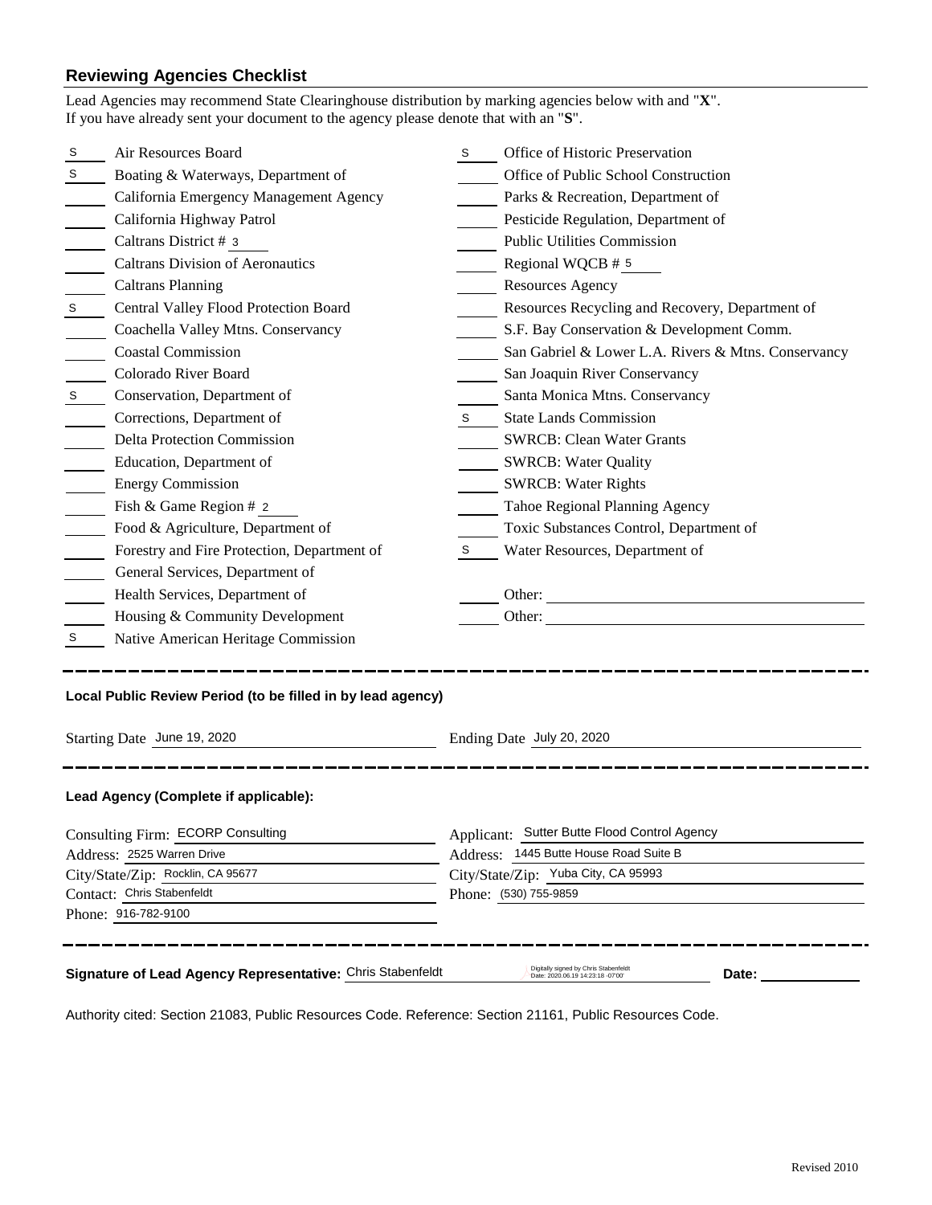## Reviewing Agencies Checklist

Lead Agencies may recommend State Clearinghouse distribution by marking agencies below with and "**X**".
If you have already sent your document to the agency please denote that with an "**S**".

| | | | |
|---|---|---|---|
| S | Air Resources Board | S | Office of Historic Preservation |
| S | Boating & Waterways, Department of | | Office of Public School Construction |
| | California Emergency Management Agency | | Parks & Recreation, Department of |
| | California Highway Patrol | | Pesticide Regulation, Department of |
| | Caltrans District # 3 | | Public Utilities Commission |
| | Caltrans Division of Aeronautics | | Regional WQCB # 5 |
| | Caltrans Planning | | Resources Agency |
| S | Central Valley Flood Protection Board | | Resources Recycling and Recovery, Department of |
| | Coachella Valley Mtns. Conservancy | | S.F. Bay Conservation & Development Comm. |
| | Coastal Commission | | San Gabriel & Lower L.A. Rivers & Mtns. Conservancy |
| | Colorado River Board | | San Joaquin River Conservancy |
| S | Conservation, Department of | | Santa Monica Mtns. Conservancy |
| | Corrections, Department of | S | State Lands Commission |
| | Delta Protection Commission | | SWRCB: Clean Water Grants |
| | Education, Department of | | SWRCB: Water Quality |
| | Energy Commission | | SWRCB: Water Rights |
| | Fish & Game Region # 2 | | Tahoe Regional Planning Agency |
| | Food & Agriculture, Department of | | Toxic Substances Control, Department of |
| | Forestry and Fire Protection, Department of | S | Water Resources, Department of |
| | General Services, Department of | | |
| | Health Services, Department of | | Other: |
| | Housing & Community Development | | Other: |
| S | Native American Heritage Commission | | |

---

### Local Public Review Period (to be filled in by lead agency)

Starting Date June 19, 2020

Ending Date July 20, 2020

---

### Lead Agency (Complete if applicable):

Consulting Firm: ECORP Consulting
Address: 2525 Warren Drive
City/State/Zip: Rocklin, CA 95677
Contact: Chris Stabenfeldt
Phone: 916-782-9100

Applicant: Sutter Butte Flood Control Agency
Address: 1445 Butte House Road Suite B
City/State/Zip: Yuba City, CA 95993
Phone: (530) 755-9859

---

**Signature of Lead Agency Representative:** Chris Stabenfeldt Digitally signed by Chris Stabenfeldt Date: 2020.06.19 14:23:18 -07'00' **Date:**

Authority cited: Section 21083, Public Resources Code. Reference: Section 21161, Public Resources Code.

Revised 2010